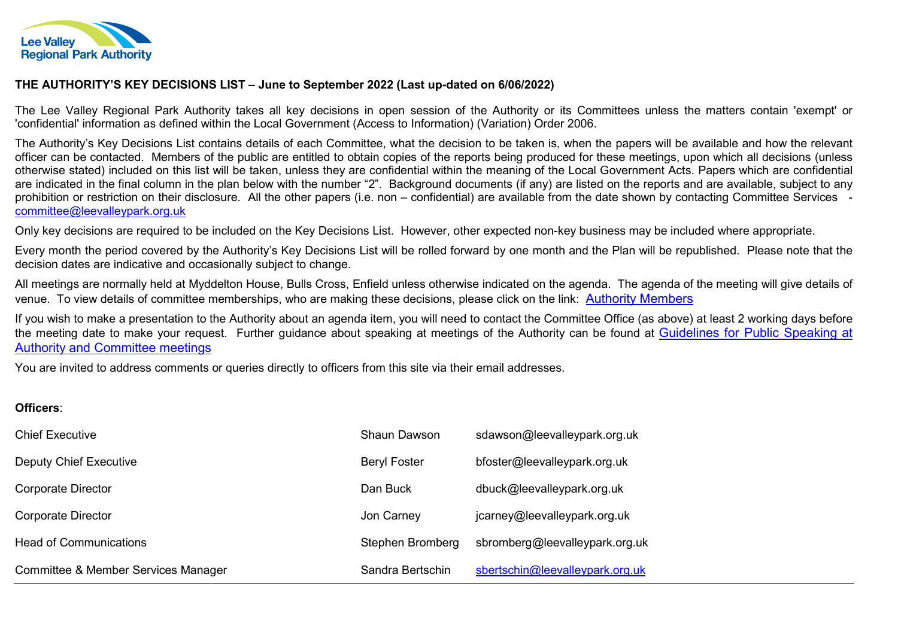Lee Valley Regional Park Authority

**THE AUTHORITY'S KEY DECISIONS LIST – June to September 2022 (Last up-dated on 6/06/2022)**

The Lee Valley Regional Park Authority takes all key decisions in open session of the Authority or its Committees unless the matters contain 'exempt' or 'confidential' information as defined within the Local Government (Access to Information) (Variation) Order 2006.

The Authority's Key Decisions List contains details of each Committee, what the decision to be taken is, when the papers will be available and how the relevant officer can be contacted. Members of the public are entitled to obtain copies of the reports being produced for these meetings, upon which all decisions (unless otherwise stated) included on this list will be taken, unless they are confidential within the meaning of the Local Government Acts. Papers which are confidential are indicated in the final column in the plan below with the number "2". Background documents (if any) are listed on the reports and are available, subject to any prohibition or restriction on their disclosure. All the other papers (i.e. non – confidential) are available from the date shown by contacting Committee Services - committee@leevalleypark.org.uk

Only key decisions are required to be included on the Key Decisions List. However, other expected non-key business may be included where appropriate.

Every month the period covered by the Authority's Key Decisions List will be rolled forward by one month and the Plan will be republished. Please note that the decision dates are indicative and occasionally subject to change.

All meetings are normally held at Myddelton House, Bulls Cross, Enfield unless otherwise indicated on the agenda. The agenda of the meeting will give details of venue. To view details of committee memberships, who are making these decisions, please click on the link: Authority Members

If you wish to make a presentation to the Authority about an agenda item, you will need to contact the Committee Office (as above) at least 2 working days before the meeting date to make your request. Further guidance about speaking at meetings of the Authority can be found at Guidelines for Public Speaking at Authority and Committee meetings

You are invited to address comments or queries directly to officers from this site via their email addresses.

**Officers**:

| | | |
|---|---|---|
| Chief Executive | Shaun Dawson | sdawson@leevalleypark.org.uk |
| Deputy Chief Executive | Beryl Foster | bfoster@leevalleypark.org.uk |
| Corporate Director | Dan Buck | dbuck@leevalleypark.org.uk |
| Corporate Director | Jon Carney | jcarney@leevalleypark.org.uk |
| Head of Communications | Stephen Bromberg | sbromberg@leevalleypark.org.uk |
| Committee & Member Services Manager | Sandra Bertschin | sbertschin@leevalleypark.org.uk |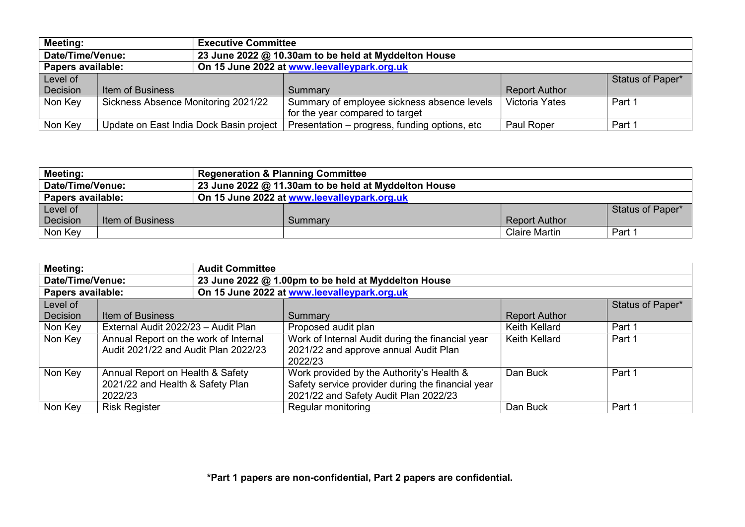| Meeting: | Executive Committee | | | |
|---|---|---|---|---|
| Date/Time/Venue: | 23 June 2022 @ 10.30am to be held at Myddelton House | | | |
| Papers available: | On 15 June 2022 at www.leevalleypark.org.uk | | | |
| Level of Decision | Item of Business | Summary | Report Author | Status of Paper* |
| Non Key | Sickness Absence Monitoring 2021/22 | Summary of employee sickness absence levels for the year compared to target | Victoria Yates | Part 1 |
| Non Key | Update on East India Dock Basin project | Presentation – progress, funding options, etc | Paul Roper | Part 1 |

| Meeting: | Regeneration & Planning Committee | | | |
|---|---|---|---|---|
| Date/Time/Venue: | 23 June 2022 @ 11.30am to be held at Myddelton House | | | |
| Papers available: | On 15 June 2022 at www.leevalleypark.org.uk | | | |
| Level of Decision | Item of Business | Summary | Report Author | Status of Paper* |
| Non Key | | | Claire Martin | Part 1 |

| Meeting: | Audit Committee | | | |
|---|---|---|---|---|
| Date/Time/Venue: | 23 June 2022 @ 1.00pm to be held at Myddelton House | | | |
| Papers available: | On 15 June 2022 at www.leevalleypark.org.uk | | | |
| Level of Decision | Item of Business | Summary | Report Author | Status of Paper* |
| Non Key | External Audit 2022/23 – Audit Plan | Proposed audit plan | Keith Kellard | Part 1 |
| Non Key | Annual Report on the work of Internal Audit 2021/22 and Audit Plan 2022/23 | Work of Internal Audit during the financial year 2021/22 and approve annual Audit Plan 2022/23 | Keith Kellard | Part 1 |
| Non Key | Annual Report on Health & Safety 2021/22 and Health & Safety Plan 2022/23 | Work provided by the Authority's Health & Safety service provider during the financial year 2021/22 and Safety Audit Plan 2022/23 | Dan Buck | Part 1 |
| Non Key | Risk Register | Regular monitoring | Dan Buck | Part 1 |

**\*Part 1 papers are non-confidential, Part 2 papers are confidential.**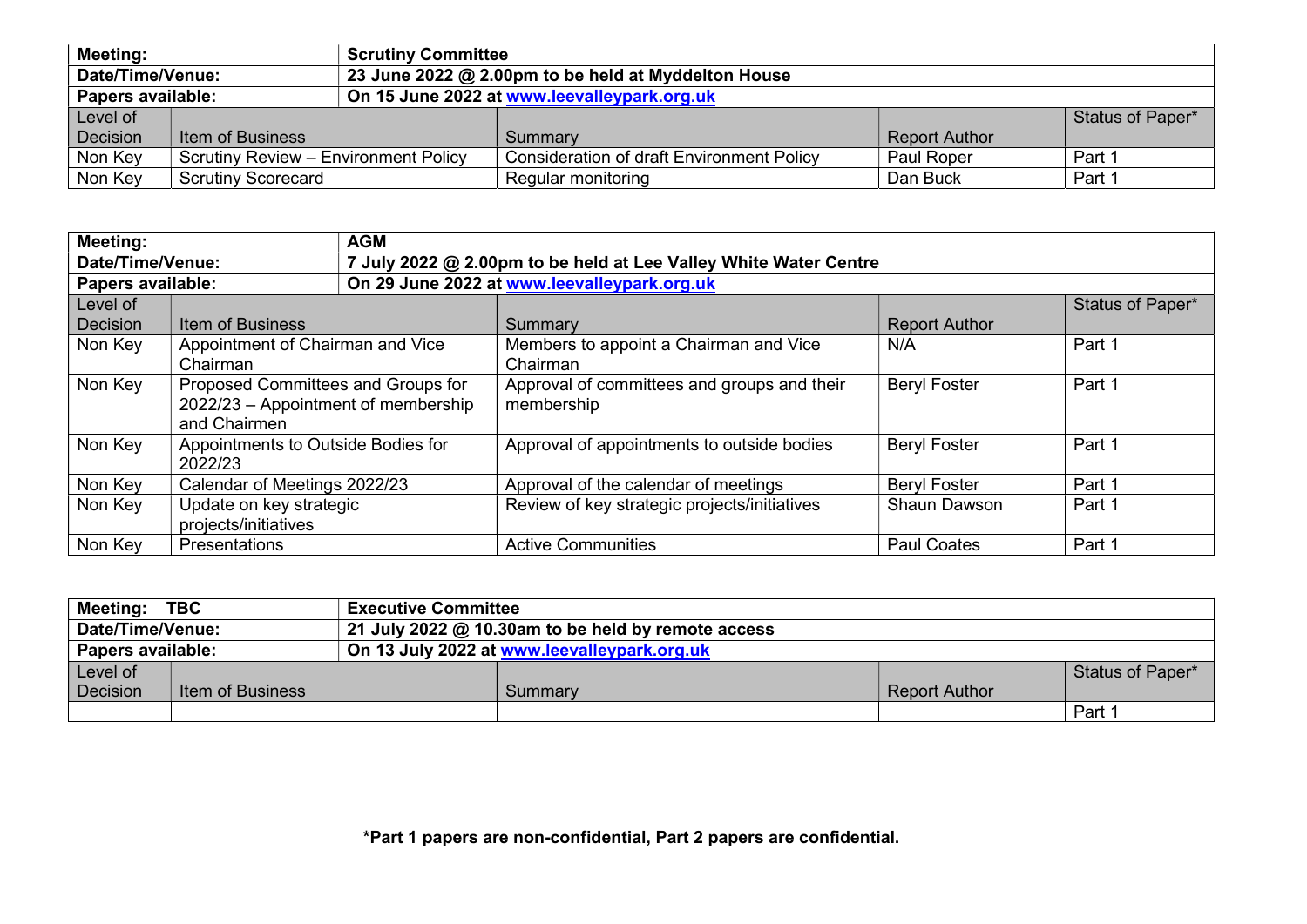| Meeting: | Scrutiny Committee | | | |
|---|---|---|---|---|
| Date/Time/Venue: | 23 June 2022 @ 2.00pm to be held at Myddelton House | | | |
| Papers available: | On 15 June 2022 at www.leevalleypark.org.uk | | | |
| Level of Decision | Item of Business | Summary | Report Author | Status of Paper* |
| Non Key | Scrutiny Review – Environment Policy | Consideration of draft Environment Policy | Paul Roper | Part 1 |
| Non Key | Scrutiny Scorecard | Regular monitoring | Dan Buck | Part 1 |

| Meeting: | AGM | | | |
|---|---|---|---|---|
| Date/Time/Venue: | 7 July 2022 @ 2.00pm to be held at Lee Valley White Water Centre | | | |
| Papers available: | On 29 June 2022 at www.leevalleypark.org.uk | | | |
| Level of Decision | Item of Business | Summary | Report Author | Status of Paper* |
| Non Key | Appointment of Chairman and Vice Chairman | Members to appoint a Chairman and Vice Chairman | N/A | Part 1 |
| Non Key | Proposed Committees and Groups for 2022/23 – Appointment of membership and Chairmen | Approval of committees and groups and their membership | Beryl Foster | Part 1 |
| Non Key | Appointments to Outside Bodies for 2022/23 | Approval of appointments to outside bodies | Beryl Foster | Part 1 |
| Non Key | Calendar of Meetings 2022/23 | Approval of the calendar of meetings | Beryl Foster | Part 1 |
| Non Key | Update on key strategic projects/initiatives | Review of key strategic projects/initiatives | Shaun Dawson | Part 1 |
| Non Key | Presentations | Active Communities | Paul Coates | Part 1 |

| Meeting: TBC | Executive Committee | | | |
|---|---|---|---|---|
| Date/Time/Venue: | 21 July 2022 @ 10.30am to be held by remote access | | | |
| Papers available: | On 13 July 2022 at www.leevalleypark.org.uk | | | |
| Level of Decision | Item of Business | Summary | Report Author | Status of Paper* |
| | | | | Part 1 |

**\*Part 1 papers are non-confidential, Part 2 papers are confidential.**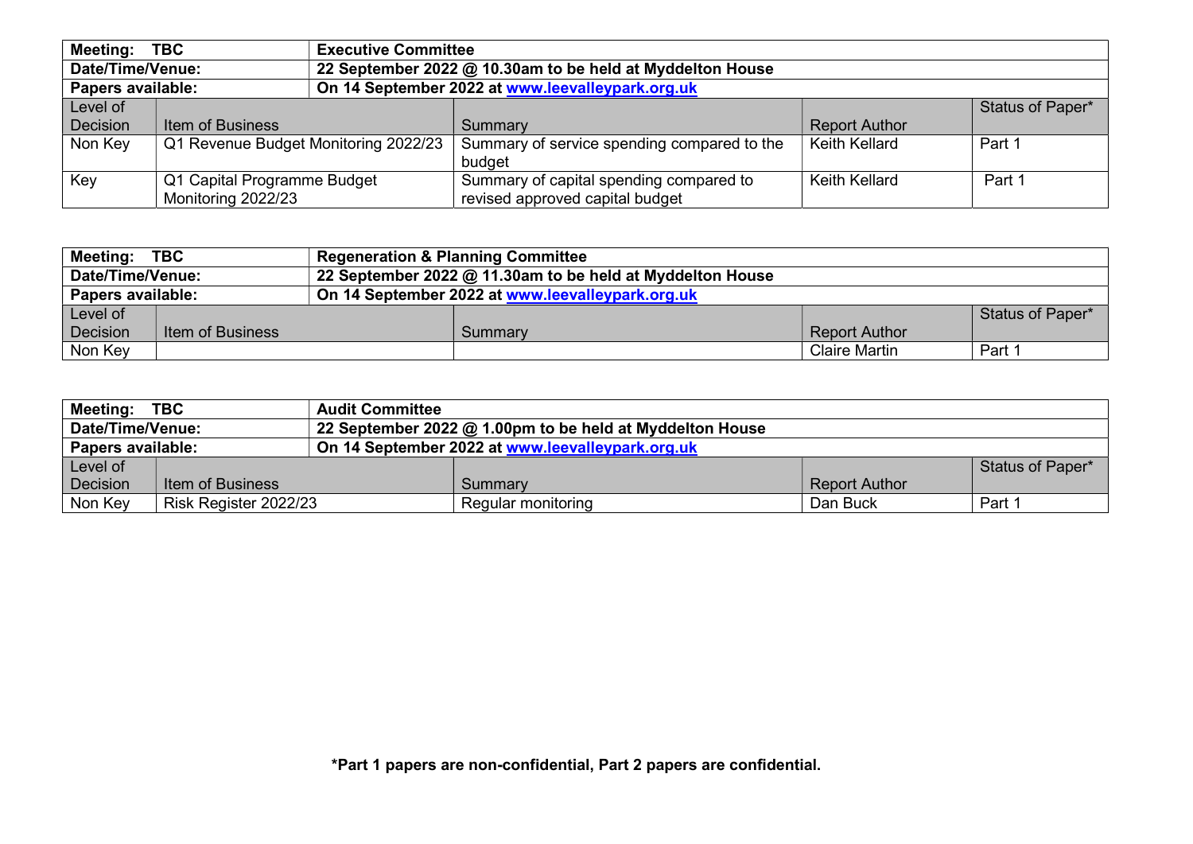| Meeting: TBC | Executive Committee | | | |
| --- | --- | --- | --- | --- |
| Date/Time/Venue: | 22 September 2022 @ 10.30am to be held at Myddelton House | | | |
| Papers available: | On 14 September 2022 at www.leevalleypark.org.uk | | | |
| Level of Decision | Item of Business | Summary | Report Author | Status of Paper* |
| Non Key | Q1 Revenue Budget Monitoring 2022/23 | Summary of service spending compared to the budget | Keith Kellard | Part 1 |
| Key | Q1 Capital Programme Budget Monitoring 2022/23 | Summary of capital spending compared to revised approved capital budget | Keith Kellard | Part 1 |

| Meeting: TBC | Regeneration & Planning Committee | | | |
| --- | --- | --- | --- | --- |
| Date/Time/Venue: | 22 September 2022 @ 11.30am to be held at Myddelton House | | | |
| Papers available: | On 14 September 2022 at www.leevalleypark.org.uk | | | |
| Level of Decision | Item of Business | Summary | Report Author | Status of Paper* |
| Non Key | | | Claire Martin | Part 1 |

| Meeting: TBC | Audit Committee | | | |
| --- | --- | --- | --- | --- |
| Date/Time/Venue: | 22 September 2022 @ 1.00pm to be held at Myddelton House | | | |
| Papers available: | On 14 September 2022 at www.leevalleypark.org.uk | | | |
| Level of Decision | Item of Business | Summary | Report Author | Status of Paper* |
| Non Key | Risk Register 2022/23 | Regular monitoring | Dan Buck | Part 1 |

**\*Part 1 papers are non-confidential, Part 2 papers are confidential.**